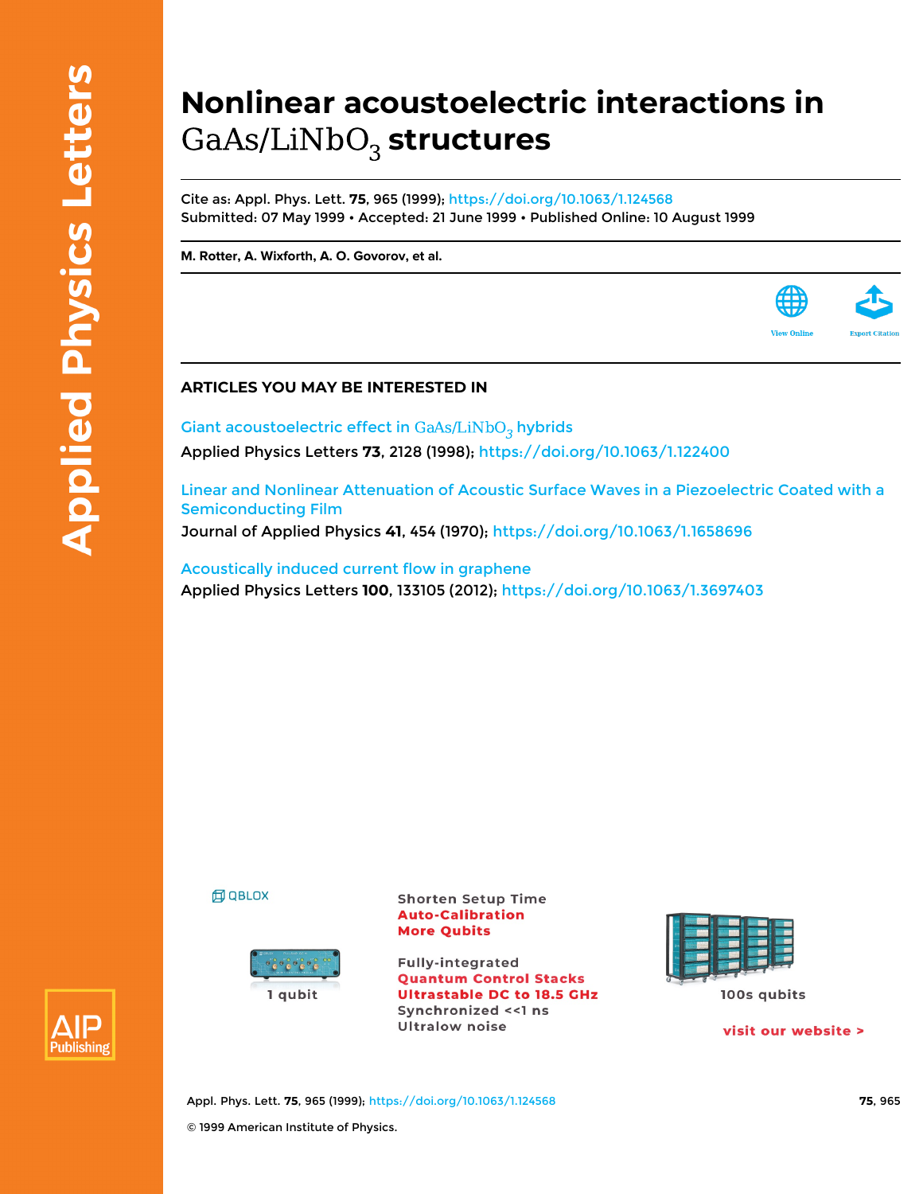# Nonlinear acoustoelectric interactions in $GaAs/LiNbO_3$ structures

Cite as: Appl. Phys. Lett. **75**, 965 (1999); https://doi.org/10.1063/1.124568
Submitted: 07 May 1999 • Accepted: 21 June 1999 • Published Online: 10 August 1999

**M. Rotter, A. Wixforth, A. O. Govorov, et al.**

View Online

Export Citation

## ARTICLES YOU MAY BE INTERESTED IN

Giant acoustoelectric effect in $GaAs/LiNbO_3$ hybrids
Applied Physics Letters **73**, 2128 (1998); https://doi.org/10.1063/1.122400

Linear and Nonlinear Attenuation of Acoustic Surface Waves in a Piezoelectric Coated with a Semiconducting Film
Journal of Applied Physics **41**, 454 (1970); https://doi.org/10.1063/1.1658696

Acoustically induced current flow in graphene
Applied Physics Letters **100**, 133105 (2012); https://doi.org/10.1063/1.3697403

© 1999 American Institute of Physics.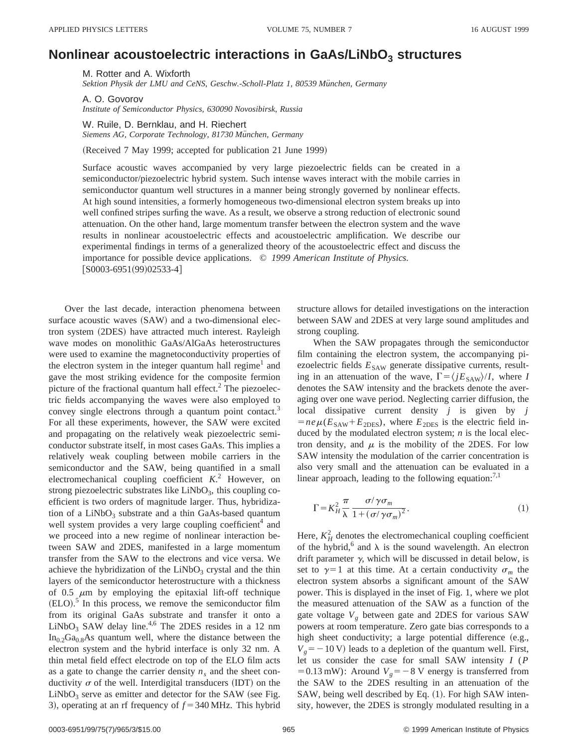# Nonlinear acoustoelectric interactions in $GaAs/LiNbO_3$ structures

M. Rotter and A. Wixforth
*Sektion Physik der LMU and CeNS, Geschw.-Scholl-Platz 1, 80539 München, Germany*

A. O. Govorov
*Institute of Semiconductor Physics, 630090 Novosibirsk, Russia*

W. Ruile, D. Bernklau, and H. Riechert
*Siemens AG, Corporate Technology, 81730 München, Germany*

(Received 7 May 1999; accepted for publication 21 June 1999)

Surface acoustic waves accompanied by very large piezoelectric fields can be created in a semiconductor/piezoelectric hybrid system. Such intense waves interact with the mobile carries in semiconductor quantum well structures in a manner being strongly governed by nonlinear effects. At high sound intensities, a formerly homogeneous two-dimensional electron system breaks up into well confined stripes surfing the wave. As a result, we observe a strong reduction of electronic sound attenuation. On the other hand, large momentum transfer between the electron system and the wave results in nonlinear acoustoelectric effects and acoustoelectric amplification. We describe our experimental findings in terms of a generalized theory of the acoustoelectric effect and discuss the importance for possible device applications. © *1999 American Institute of Physics.* [S0003-6951(99)02533-4]

Over the last decade, interaction phenomena between surface acoustic waves (SAW) and a two-dimensional electron system (2DES) have attracted much interest. Rayleigh wave modes on monolithic GaAs/AlGaAs heterostructures were used to examine the magnetoconductivity properties of the electron system in the integer quantum hall regime[1] and gave the most striking evidence for the composite fermion picture of the fractional quantum hall effect.[2] The piezoelectric fields accompanying the waves were also employed to convey single electrons through a quantum point contact.[3] For all these experiments, however, the SAW were excited and propagating on the relatively weak piezoelectric semiconductor substrate itself, in most cases GaAs. This implies a relatively weak coupling between mobile carriers in the semiconductor and the SAW, being quantified in a small electromechanical coupling coefficient $K^2$.[2] However, on strong piezoelectric substrates like $LiNbO_3$, this coupling coefficient is two orders of magnitude larger. Thus, hybridization of a $LiNbO_3$ substrate and a thin GaAs-based quantum well system provides a very large coupling coefficient[4] and we proceed into a new regime of nonlinear interaction between SAW and 2DES, manifested in a large momentum transfer from the SAW to the electrons and vice versa. We achieve the hybridization of the $LiNbO_3$ crystal and the thin layers of the semiconductor heterostructure with a thickness of 0.5 $\mu$m by employing the epitaxial lift-off technique (ELO).[5] In this process, we remove the semiconductor film from its original GaAs substrate and transfer it onto a $LiNbO_3$ SAW delay line.[4,6] The 2DES resides in a 12 nm $In_{0.2}Ga_{0.8}As$ quantum well, where the distance between the electron system and the hybrid interface is only 32 nm. A thin metal field effect electrode on top of the ELO film acts as a gate to change the carrier density $n_s$ and the sheet conductivity $\sigma$ of the well. Interdigital transducers (IDT) on the $LiNbO_3$ serve as emitter and detector for the SAW (see Fig. 3), operating at an rf frequency of $f = 340$ MHz. This hybrid structure allows for detailed investigations on the interaction between SAW and 2DES at very large sound amplitudes and strong coupling.

When the SAW propagates through the semiconductor film containing the electron system, the accompanying piezoelectric fields $E_{SAW}$ generate dissipative currents, resulting in an attenuation of the wave, $\Gamma = \langle jE_{SAW}\rangle/I$, where $I$ denotes the SAW intensity and the brackets denote the averaging over one wave period. Neglecting carrier diffusion, the local dissipative current density $j$ is given by $j = ne\mu(E_{SAW} + E_{2DES})$, where $E_{2DES}$ is the electric field induced by the modulated electron system; $n$ is the local electron density, and $\mu$ is the mobility of the 2DES. For low SAW intensity the modulation of the carrier concentration is also very small and the attenuation can be evaluated in a linear approach, leading to the following equation:[7,1]

$$\Gamma = K_H^2 \frac{\pi}{\lambda} \frac{\sigma/\gamma\sigma_m}{1 + (\sigma/\gamma\sigma_m)^2}. \tag{1}$$

Here, $K_H^2$ denotes the electromechanical coupling coefficient of the hybrid,[6] and $\lambda$ is the sound wavelength. An electron drift parameter $\gamma$, which will be discussed in detail below, is set to $\gamma = 1$ at this time. At a certain conductivity $\sigma_m$ the electron system absorbs a significant amount of the SAW power. This is displayed in the inset of Fig. 1, where we plot the measured attenuation of the SAW as a function of the gate voltage $V_g$ between gate and 2DES for various SAW powers at room temperature. Zero gate bias corresponds to a high sheet conductivity; a large potential difference (e.g., $V_g = -10$ V) leads to a depletion of the quantum well. First, let us consider the case for small SAW intensity $I$ ($P = 0.13$ mW): Around $V_g = -8$ V energy is transferred from the SAW to the 2DES resulting in an attenuation of the SAW, being well described by Eq. (1). For high SAW intensity, however, the 2DES is strongly modulated resulting in a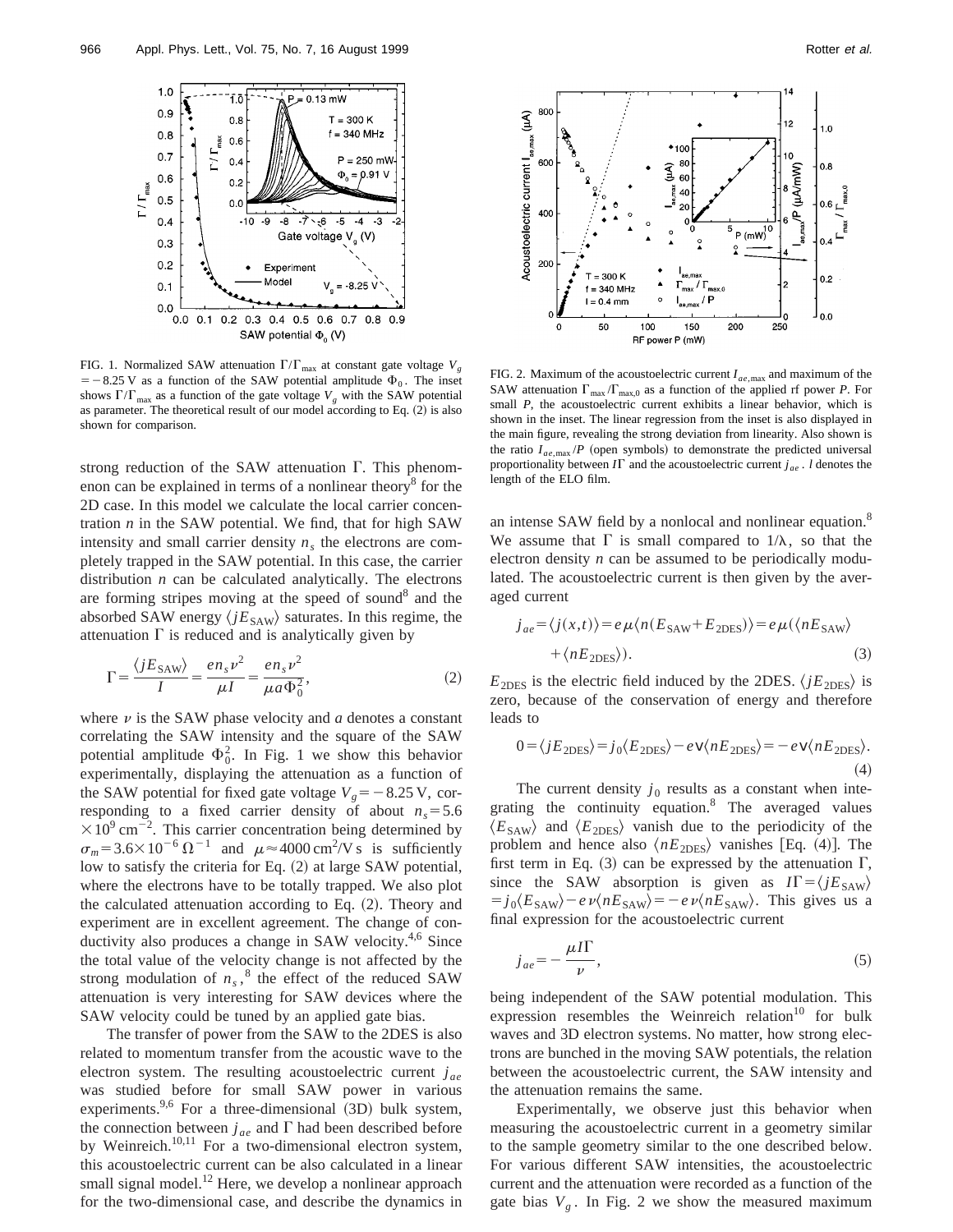FIG. 1. Normalized SAW attenuation $\Gamma/\Gamma_{max}$ at constant gate voltage $V_g = -8.25$ V as a function of the SAW potential amplitude $\Phi_0$. The inset shows $\Gamma/\Gamma_{max}$ as a function of the gate voltage $V_g$ with the SAW potential as parameter. The theoretical result of our model according to Eq. (2) is also shown for comparison.

strong reduction of the SAW attenuation $\Gamma$. This phenomenon can be explained in terms of a nonlinear theory[8] for the 2D case. In this model we calculate the local carrier concentration $n$ in the SAW potential. We find, that for high SAW intensity and small carrier density $n_s$ the electrons are completely trapped in the SAW potential. In this case, the carrier distribution $n$ can be calculated analytically. The electrons are forming stripes moving at the speed of sound[8] and the absorbed SAW energy $\langle jE_{\mathrm{SAW}}\rangle$ saturates. In this regime, the attenuation $\Gamma$ is reduced and is analytically given by

$$\Gamma = \frac{\langle jE_{\mathrm{SAW}}\rangle}{I} = \frac{en_s \nu^2}{\mu I} = \frac{en_s \nu^2}{\mu a \Phi_0^2}, \tag{2}$$

where $\nu$ is the SAW phase velocity and $a$ denotes a constant correlating the SAW intensity and the square of the SAW potential amplitude $\Phi_0^2$. In Fig. 1 we show this behavior experimentally, displaying the attenuation as a function of the SAW potential for fixed gate voltage $V_g = -8.25$ V, corresponding to a fixed carrier density of about $n_s = 5.6 \times 10^9\ \mathrm{cm}^{-2}$. This carrier concentration being determined by $\sigma_m = 3.6 \times 10^{-6}\ \Omega^{-1}$ and $\mu \approx 4000\ \mathrm{cm}^2/\mathrm{V\,s}$ is sufficiently low to satisfy the criteria for Eq. (2) at large SAW potential, where the electrons have to be totally trapped. We also plot the calculated attenuation according to Eq. (2). Theory and experiment are in excellent agreement. The change of conductivity also produces a change in SAW velocity.[4,6] Since the total value of the velocity change is not affected by the strong modulation of $n_s$,[8] the effect of the reduced SAW attenuation is very interesting for SAW devices where the SAW velocity could be tuned by an applied gate bias.

The transfer of power from the SAW to the 2DES is also related to momentum transfer from the acoustic wave to the electron system. The resulting acoustoelectric current $j_{ae}$ was studied before for small SAW power in various experiments.[9,6] For a three-dimensional (3D) bulk system, the connection between $j_{ae}$ and $\Gamma$ had been described before by Weinreich.[10,11] For a two-dimensional electron system, this acoustoelectric current can be also calculated in a linear small signal model.[12] Here, we develop a nonlinear approach for the two-dimensional case, and describe the dynamics in an intense SAW field by a nonlocal and nonlinear equation.[8] We assume that $\Gamma$ is small compared to $1/\lambda$, so that the electron density $n$ can be assumed to be periodically modulated. The acoustoelectric current is then given by the averaged current

$$j_{ae} = \langle j(x,t)\rangle = e\mu\langle n(E_{\mathrm{SAW}} + E_{\mathrm{2DES}})\rangle = e\mu(\langle nE_{\mathrm{SAW}}\rangle + \langle nE_{\mathrm{2DES}}\rangle). \tag{3}$$

$E_{\mathrm{2DES}}$ is the electric field induced by the 2DES. $\langle jE_{\mathrm{2DES}}\rangle$ is zero, because of the conservation of energy and therefore leads to

$$0 = \langle jE_{\mathrm{2DES}}\rangle = j_0\langle E_{\mathrm{2DES}}\rangle - e\mathrm{v}\langle nE_{\mathrm{2DES}}\rangle = -e\mathrm{v}\langle nE_{\mathrm{2DES}}\rangle. \tag{4}$$

The current density $j_0$ results as a constant when integrating the continuity equation.[8] The averaged values $\langle E_{\mathrm{SAW}}\rangle$ and $\langle E_{\mathrm{2DES}}\rangle$ vanish due to the periodicity of the problem and hence also $\langle nE_{\mathrm{2DES}}\rangle$ vanishes [Eq. (4)]. The first term in Eq. (3) can be expressed by the attenuation $\Gamma$, since the SAW absorption is given as $I\Gamma = \langle jE_{\mathrm{SAW}}\rangle = j_0\langle E_{\mathrm{SAW}}\rangle - e\nu\langle nE_{\mathrm{SAW}}\rangle = -e\nu\langle nE_{\mathrm{SAW}}\rangle$. This gives us a final expression for the acoustoelectric current

$$j_{ae} = -\frac{\mu I \Gamma}{\nu}, \tag{5}$$

being independent of the SAW potential modulation. This expression resembles the Weinreich relation[10] for bulk waves and 3D electron systems. No matter, how strong electrons are bunched in the moving SAW potentials, the relation between the acoustoelectric current, the SAW intensity and the attenuation remains the same.

Experimentally, we observe just this behavior when measuring the acoustoelectric current in a geometry similar to the sample geometry similar to the one described below. For various different SAW intensities, the acoustoelectric current and the attenuation were recorded as a function of the gate bias $V_g$. In Fig. 2 we show the measured maximum

FIG. 2. Maximum of the acoustoelectric current $I_{ae,\max}$ and maximum of the SAW attenuation $\Gamma_{\max}/\Gamma_{\max,0}$ as a function of the applied rf power $P$. For small $P$, the acoustoelectric current exhibits a linear behavior, which is shown in the inset. The linear regression from the inset is also displayed in the main figure, revealing the strong deviation from linearity. Also shown is the ratio $I_{ae,\max}/P$ (open symbols) to demonstrate the predicted universal proportionality between $I\Gamma$ and the acoustoelectric current $j_{ae}$. $l$ denotes the length of the ELO film.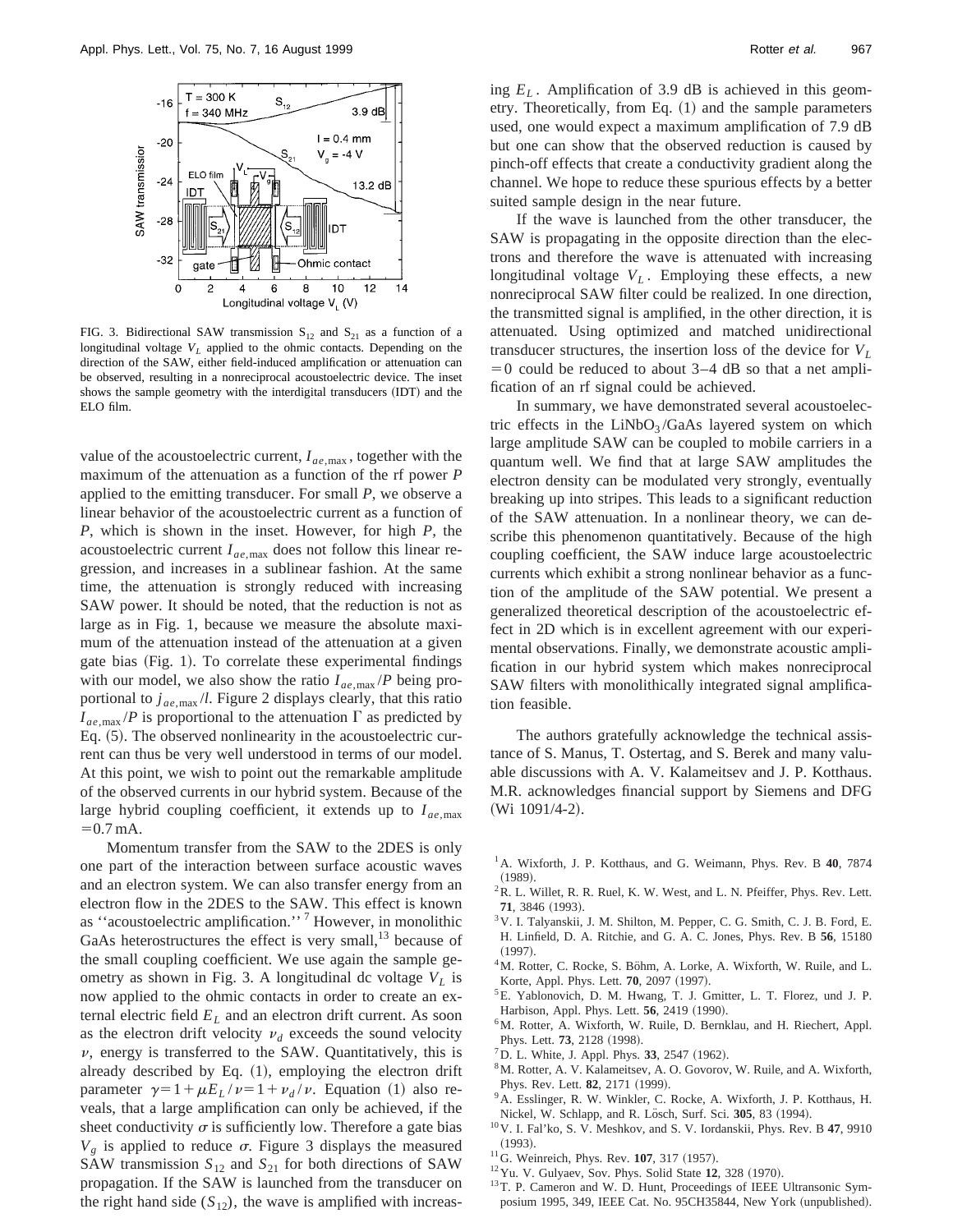T = 300 K
f = 340 MHz
$S_{12}$
3.9 dB
l = 0.4 mm
$V_g$ = -4 V
$S_{21}$
13.2 dB
ELO film
$V_L$
$V_g$
IDT
IDT
$S_{21}$
$S_{12}$
gate
Ohmic contact
SAW transmission
Longitudinal voltage $V_L$ (V)
-16
-20
-24
-28
-32
0
2
4
6
8
10
12
14

FIG. 3. Bidirectional SAW transmission $S_{12}$ and $S_{21}$ as a function of a longitudinal voltage $V_L$ applied to the ohmic contacts. Depending on the direction of the SAW, either field-induced amplification or attenuation can be observed, resulting in a nonreciprocal acoustoelectric device. The inset shows the sample geometry with the interdigital transducers (IDT) and the ELO film.

value of the acoustoelectric current, $I_{ae,\max}$, together with the maximum of the attenuation as a function of the rf power $P$ applied to the emitting transducer. For small $P$, we observe a linear behavior of the acoustoelectric current as a function of $P$, which is shown in the inset. However, for high $P$, the acoustoelectric current $I_{ae,\max}$ does not follow this linear regression, and increases in a sublinear fashion. At the same time, the attenuation is strongly reduced with increasing SAW power. It should be noted, that the reduction is not as large as in Fig. 1, because we measure the absolute maximum of the attenuation instead of the attenuation at a given gate bias (Fig. 1). To correlate these experimental findings with our model, we also show the ratio $I_{ae,\max}/P$ being proportional to $j_{ae,\max}/l$. Figure 2 displays clearly, that this ratio $I_{ae,\max}/P$ is proportional to the attenuation $\Gamma$ as predicted by Eq. (5). The observed nonlinearity in the acoustoelectric current can thus be very well understood in terms of our model. At this point, we wish to point out the remarkable amplitude of the observed currents in our hybrid system. Because of the large hybrid coupling coefficient, it extends up to $I_{ae,\max} = 0.7$ mA.

Momentum transfer from the SAW to the 2DES is only one part of the interaction between surface acoustic waves and an electron system. We can also transfer energy from an electron flow in the 2DES to the SAW. This effect is known as ''acoustoelectric amplification.''[7] However, in monolithic GaAs heterostructures the effect is very small,[13] because of the small coupling coefficient. We use again the sample geometry as shown in Fig. 3. A longitudinal dc voltage $V_L$ is now applied to the ohmic contacts in order to create an external electric field $E_L$ and an electron drift current. As soon as the electron drift velocity $\nu_d$ exceeds the sound velocity $\nu$, energy is transferred to the SAW. Quantitatively, this is already described by Eq. (1), employing the electron drift parameter $\gamma = 1 + \mu E_L/\nu = 1 + \nu_d/\nu$. Equation (1) also reveals, that a large amplification can only be achieved, if the sheet conductivity $\sigma$ is sufficiently low. Therefore a gate bias $V_g$ is applied to reduce $\sigma$. Figure 3 displays the measured SAW transmission $S_{12}$ and $S_{21}$ for both directions of SAW propagation. If the SAW is launched from the transducer on the right hand side ($S_{12}$), the wave is amplified with increasing $E_L$. Amplification of 3.9 dB is achieved in this geometry. Theoretically, from Eq. (1) and the sample parameters used, one would expect a maximum amplification of 7.9 dB but one can show that the observed reduction is caused by pinch-off effects that create a conductivity gradient along the channel. We hope to reduce these spurious effects by a better suited sample design in the near future.

If the wave is launched from the other transducer, the SAW is propagating in the opposite direction than the electrons and therefore the wave is attenuated with increasing longitudinal voltage $V_L$. Employing these effects, a new nonreciprocal SAW filter could be realized. In one direction, the transmitted signal is amplified, in the other direction, it is attenuated. Using optimized and matched unidirectional transducer structures, the insertion loss of the device for $V_L = 0$ could be reduced to about 3–4 dB so that a net amplification of an rf signal could be achieved.

In summary, we have demonstrated several acoustoelectric effects in the $LiNbO_3$/GaAs layered system on which large amplitude SAW can be coupled to mobile carriers in a quantum well. We find that at large SAW amplitudes the electron density can be modulated very strongly, eventually breaking up into stripes. This leads to a significant reduction of the SAW attenuation. In a nonlinear theory, we can describe this phenomenon quantitatively. Because of the high coupling coefficient, the SAW induce large acoustoelectric currents which exhibit a strong nonlinear behavior as a function of the amplitude of the SAW potential. We present a generalized theoretical description of the acoustoelectric effect in 2D which is in excellent agreement with our experimental observations. Finally, we demonstrate acoustic amplification in our hybrid system which makes nonreciprocal SAW filters with monolithically integrated signal amplification feasible.

The authors gratefully acknowledge the technical assistance of S. Manus, T. Ostertag, and S. Berek and many valuable discussions with A. V. Kalameitsev and J. P. Kotthaus. M.R. acknowledges financial support by Siemens and DFG (Wi 1091/4-2).

[1] A. Wixforth, J. P. Kotthaus, and G. Weimann, Phys. Rev. B **40**, 7874 (1989).
[2] R. L. Willet, R. R. Ruel, K. W. West, and L. N. Pfeiffer, Phys. Rev. Lett. **71**, 3846 (1993).
[3] V. I. Talyanskii, J. M. Shilton, M. Pepper, C. G. Smith, C. J. B. Ford, E. H. Linfield, D. A. Ritchie, and G. A. C. Jones, Phys. Rev. B **56**, 15180 (1997).
[4] M. Rotter, C. Rocke, S. Böhm, A. Lorke, A. Wixforth, W. Ruile, and L. Korte, Appl. Phys. Lett. **70**, 2097 (1997).
[5] E. Yablonovich, D. M. Hwang, T. J. Gmitter, L. T. Florez, und J. P. Harbison, Appl. Phys. Lett. **56**, 2419 (1990).
[6] M. Rotter, A. Wixforth, W. Ruile, D. Bernklau, and H. Riechert, Appl. Phys. Lett. **73**, 2128 (1998).
[7] D. L. White, J. Appl. Phys. **33**, 2547 (1962).
[8] M. Rotter, A. V. Kalameitsev, A. O. Govorov, W. Ruile, and A. Wixforth, Phys. Rev. Lett. **82**, 2171 (1999).
[9] A. Esslinger, R. W. Winkler, C. Rocke, A. Wixforth, J. P. Kotthaus, H. Nickel, W. Schlapp, and R. Lösch, Surf. Sci. **305**, 83 (1994).
[10] V. I. Fal'ko, S. V. Meshkov, and S. V. Iordanskii, Phys. Rev. B **47**, 9910 (1993).
[11] G. Weinreich, Phys. Rev. **107**, 317 (1957).
[12] Yu. V. Gulyaev, Sov. Phys. Solid State **12**, 328 (1970).
[13] T. P. Cameron and W. D. Hunt, Proceedings of IEEE Ultransonic Symposium 1995, 349, IEEE Cat. No. 95CH35844, New York (unpublished).